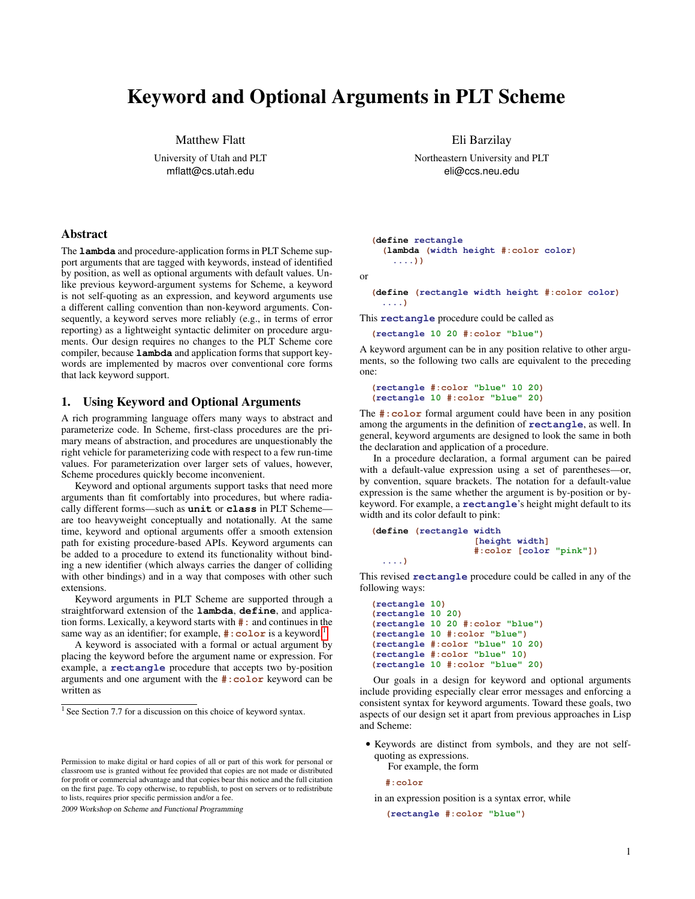# Keyword and Optional Arguments in PLT Scheme

Matthew Flatt
University of Utah and PLT
mflatt@cs.utah.edu

Eli Barzilay
Northeastern University and PLT
eli@ccs.neu.edu

## Abstract

The **lambda** and procedure-application forms in PLT Scheme support arguments that are tagged with keywords, instead of identified by position, as well as optional arguments with default values. Unlike previous keyword-argument systems for Scheme, a keyword is not self-quoting as an expression, and keyword arguments use a different calling convention than non-keyword arguments. Consequently, a keyword serves more reliably (e.g., in terms of error reporting) as a lightweight syntactic delimiter on procedure arguments. Our design requires no changes to the PLT Scheme core compiler, because **lambda** and application forms that support keywords are implemented by macros over conventional core forms that lack keyword support.

## 1. Using Keyword and Optional Arguments

A rich programming language offers many ways to abstract and parameterize code. In Scheme, first-class procedures are the primary means of abstraction, and procedures are unquestionably the right vehicle for parameterizing code with respect to a few run-time values. For parameterization over larger sets of values, however, Scheme procedures quickly become inconvenient.

Keyword and optional arguments support tasks that need more arguments than fit comfortably into procedures, but where radically different forms—such as **unit** or **class** in PLT Scheme—are too heavyweight conceptually and notationally. At the same time, keyword and optional arguments offer a smooth extension path for existing procedure-based APIs. Keyword arguments can be added to a procedure to extend its functionality without binding a new identifier (which always carries the danger of colliding with other bindings) and in a way that composes with other such extensions.

Keyword arguments in PLT Scheme are supported through a straightforward extension of the **lambda**, **define**, and application forms. Lexically, a keyword starts with `#:` and continues in the same way as an identifier; for example, `#:color` is a keyword.[1]

A keyword is associated with a formal or actual argument by placing the keyword before the argument name or expression. For example, a `rectangle` procedure that accepts two by-position arguments and one argument with the `#:color` keyword can be written as

```
(define rectangle
  (lambda (width height #:color color)
    ....))
```

or

```
(define (rectangle width height #:color color)
  ....)
```

This `rectangle` procedure could be called as

```
(rectangle 10 20 #:color "blue")
```

A keyword argument can be in any position relative to other arguments, so the following two calls are equivalent to the preceding one:

```
(rectangle #:color "blue" 10 20)
(rectangle 10 #:color "blue" 20)
```

The `#:color` formal argument could have been in any position among the arguments in the definition of `rectangle`, as well. In general, keyword arguments are designed to look the same in both the declaration and application of a procedure.

In a procedure declaration, a formal argument can be paired with a default-value expression using a set of parentheses—or, by convention, square brackets. The notation for a default-value expression is the same whether the argument is by-position or by-keyword. For example, a `rectangle`'s height might default to its width and its color default to pink:

```
(define (rectangle width
                   [height width]
                   #:color [color "pink"])
  ....)
```

This revised `rectangle` procedure could be called in any of the following ways:

```
(rectangle 10)
(rectangle 10 20)
(rectangle 10 20 #:color "blue")
(rectangle 10 #:color "blue")
(rectangle #:color "blue" 10 20)
(rectangle #:color "blue" 10)
(rectangle 10 #:color "blue" 20)
```

Our goals in a design for keyword and optional arguments include providing especially clear error messages and enforcing a consistent syntax for keyword arguments. Toward these goals, two aspects of our design set it apart from previous approaches in Lisp and Scheme:

- Keywords are distinct from symbols, and they are not self-quoting as expressions.

  For example, the form

  ```
  #:color
  ```

  in an expression position is a syntax error, while

  ```
  (rectangle #:color "blue")
  ```

[1] See Section 7.7 for a discussion on this choice of keyword syntax.

Permission to make digital or hard copies of all or part of this work for personal or classroom use is granted without fee provided that copies are not made or distributed for profit or commercial advantage and that copies bear this notice and the full citation on the first page. To copy otherwise, to republish, to post on servers or to redistribute to lists, requires prior specific permission and/or a fee.

*2009 Workshop on Scheme and Functional Programming*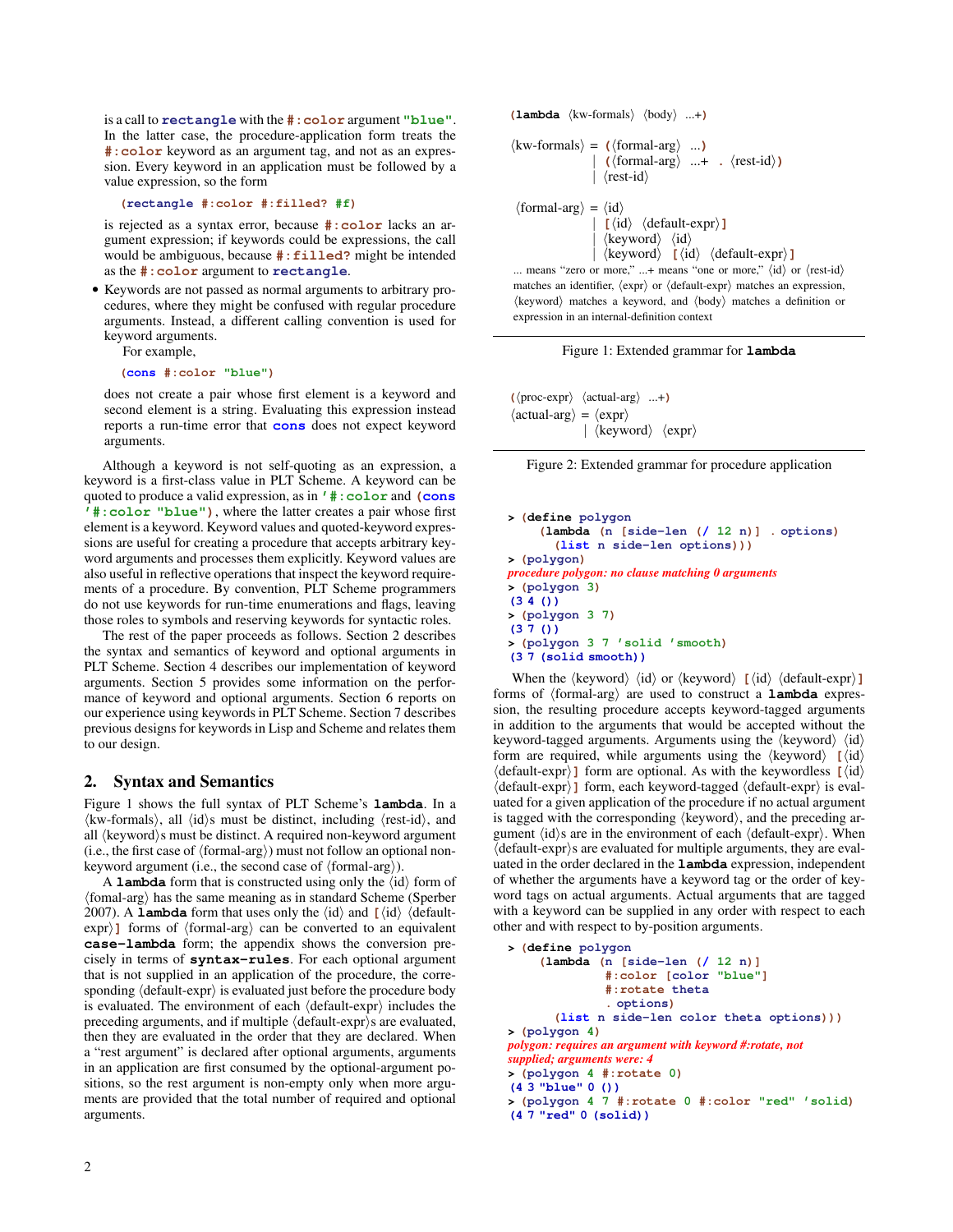is a call to `rectangle` with the `#:color` argument `"blue"`. In the latter case, the procedure-application form treats the `#:color` keyword as an argument tag, and not as an expression. Every keyword in an application must be followed by a value expression, so the form

```
(rectangle #:color #:filled? #f)
```

is rejected as a syntax error, because `#:color` lacks an argument expression; if keywords could be expressions, the call would be ambiguous, because `#:filled?` might be intended as the `#:color` argument to `rectangle`.

- Keywords are not passed as normal arguments to arbitrary procedures, where they might be confused with regular procedure arguments. Instead, a different calling convention is used for keyword arguments.

  For example,

  ```
  (cons #:color "blue")
  ```

  does not create a pair whose first element is a keyword and second element is a string. Evaluating this expression instead reports a run-time error that `cons` does not expect keyword arguments.

Although a keyword is not self-quoting as an expression, a keyword is a first-class value in PLT Scheme. A keyword can be quoted to produce a valid expression, as in `'#:color` and `(cons '#:color "blue")`, where the latter creates a pair whose first element is a keyword. Keyword values and quoted-keyword expressions are useful for creating a procedure that accepts arbitrary keyword arguments and processes them explicitly. Keyword values are also useful in reflective operations that inspect the keyword requirements of a procedure. By convention, PLT Scheme programmers do not use keywords for run-time enumerations and flags, leaving those roles to symbols and reserving keywords for syntactic roles.

The rest of the paper proceeds as follows. Section 2 describes the syntax and semantics of keyword and optional arguments in PLT Scheme. Section 4 describes our implementation of keyword arguments. Section 5 provides some information on the performance of keyword and optional arguments. Section 6 reports on our experience using keywords in PLT Scheme. Section 7 describes previous designs for keywords in Lisp and Scheme and relates them to our design.

## 2. Syntax and Semantics

Figure 1 shows the full syntax of PLT Scheme's **lambda**. In a ⟨kw-formals⟩, all ⟨id⟩s must be distinct, including ⟨rest-id⟩, and all ⟨keyword⟩s must be distinct. A required non-keyword argument (i.e., the first case of ⟨formal-arg⟩) must not follow an optional non-keyword argument (i.e., the second case of ⟨formal-arg⟩).

A **lambda** form that is constructed using only the ⟨id⟩ form of ⟨fomal-arg⟩ has the same meaning as in standard Scheme (Sperber 2007). A **lambda** form that uses only the ⟨id⟩ and `[`⟨id⟩ ⟨default-expr⟩`]` forms of ⟨formal-arg⟩ can be converted to an equivalent **case-lambda** form; the appendix shows the conversion precisely in terms of **syntax-rules**. For each optional argument that is not supplied in an application of the procedure, the corresponding ⟨default-expr⟩ is evaluated just before the procedure body is evaluated. The environment of each ⟨default-expr⟩ includes the preceding arguments, and if multiple ⟨default-expr⟩s are evaluated, then they are evaluated in the order that they are declared. When a "rest argument" is declared after optional arguments, arguments in an application are first consumed by the optional-argument positions, so the rest argument is non-empty only when more arguments are provided that the total number of required and optional arguments.

```
(lambda ⟨kw-formals⟩ ⟨body⟩ ...+)

⟨kw-formals⟩ = (⟨formal-arg⟩ ...)
             | (⟨formal-arg⟩ ...+ . ⟨rest-id⟩)
             | ⟨rest-id⟩

⟨formal-arg⟩ = ⟨id⟩
             | [⟨id⟩ ⟨default-expr⟩]
             | ⟨keyword⟩ ⟨id⟩
             | ⟨keyword⟩ [⟨id⟩ ⟨default-expr⟩]
```

... means "zero or more," ...+ means "one or more," ⟨id⟩ or ⟨rest-id⟩ matches an identifier, ⟨expr⟩ or ⟨default-expr⟩ matches an expression, ⟨keyword⟩ matches a keyword, and ⟨body⟩ matches a definition or expression in an internal-definition context

Figure 1: Extended grammar for **lambda**

```
(⟨proc-expr⟩ ⟨actual-arg⟩ ...+)
⟨actual-arg⟩ = ⟨expr⟩
             | ⟨keyword⟩ ⟨expr⟩
```

Figure 2: Extended grammar for procedure application

```
> (define polygon
    (lambda (n [side-len (/ 12 n)] . options)
      (list n side-len options)))
> (polygon)
procedure polygon: no clause matching 0 arguments
> (polygon 3)
(3 4 ())
> (polygon 3 7)
(3 7 ())
> (polygon 3 7 'solid 'smooth)
(3 7 (solid smooth))
```

When the ⟨keyword⟩ ⟨id⟩ or ⟨keyword⟩ `[`⟨id⟩ ⟨default-expr⟩`]` forms of ⟨formal-arg⟩ are used to construct a **lambda** expression, the resulting procedure accepts keyword-tagged arguments in addition to the arguments that would be accepted without the keyword-tagged arguments. Arguments using the ⟨keyword⟩ ⟨id⟩ form are required, while arguments using the ⟨keyword⟩ `[`⟨id⟩ ⟨default-expr⟩`]` form are optional. As with the keywordless `[`⟨id⟩ ⟨default-expr⟩`]` form, each keyword-tagged ⟨default-expr⟩ is evaluated for a given application of the procedure if no actual argument is tagged with the corresponding ⟨keyword⟩, and the preceding argument ⟨id⟩s are in the environment of each ⟨default-expr⟩. When ⟨default-expr⟩s are evaluated for multiple arguments, they are evaluated in the order declared in the **lambda** expression, independent of whether the arguments have a keyword tag or the order of keyword tags on actual arguments. Actual arguments that are tagged with a keyword can be supplied in any order with respect to each other and with respect to by-position arguments.

```
> (define polygon
    (lambda (n [side-len (/ 12 n)]
             #:color [color "blue"]
             #:rotate theta
             . options)
      (list n side-len color theta options)))
> (polygon 4)
polygon: requires an argument with keyword #:rotate, not
supplied; arguments were: 4
> (polygon 4 #:rotate 0)
(4 3 "blue" 0 ())
> (polygon 4 7 #:rotate 0 #:color "red" 'solid)
(4 7 "red" 0 (solid))
```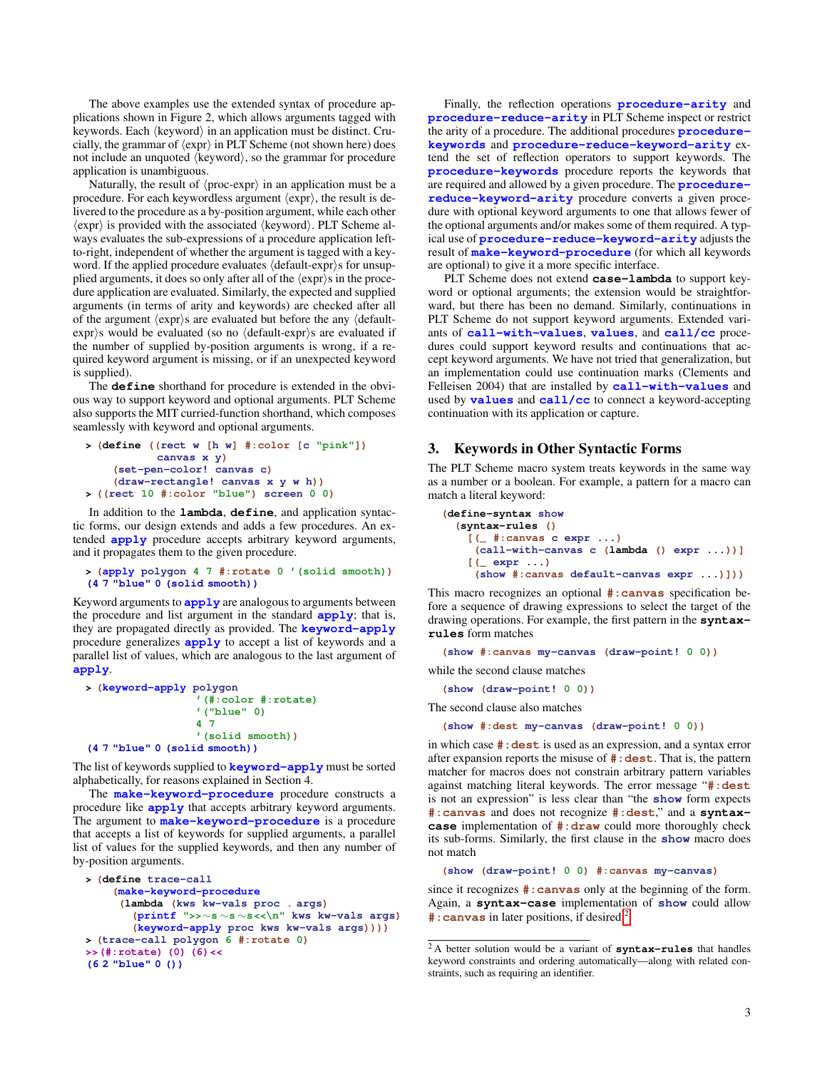The above examples use the extended syntax of procedure applications shown in Figure 2, which allows arguments tagged with keywords. Each ⟨keyword⟩ in an application must be distinct. Crucially, the grammar of ⟨expr⟩ in PLT Scheme (not shown here) does not include an unquoted ⟨keyword⟩, so the grammar for procedure application is unambiguous.

Naturally, the result of ⟨proc-expr⟩ in an application must be a procedure. For each keywordless argument ⟨expr⟩, the result is delivered to the procedure as a by-position argument, while each other ⟨expr⟩ is provided with the associated ⟨keyword⟩. PLT Scheme always evaluates the sub-expressions of a procedure application left-to-right, independent of whether the argument is tagged with a keyword. If the applied procedure evaluates ⟨default-expr⟩s for unsupplied arguments, it does so only after all of the ⟨expr⟩s in the procedure application are evaluated. Similarly, the expected and supplied arguments (in terms of arity and keywords) are checked after all of the argument ⟨expr⟩s are evaluated but before the any ⟨default-expr⟩s would be evaluated (so no ⟨default-expr⟩s are evaluated if the number of supplied by-position arguments is wrong, if a required keyword argument is missing, or if an unexpected keyword is supplied).

The **define** shorthand for procedure is extended in the obvious way to support keyword and optional arguments. PLT Scheme also supports the MIT curried-function shorthand, which composes seamlessly with keyword and optional arguments.

```
> (define ((rect w [h w] #:color [c "pink"])
           canvas x y)
     (set-pen-color! canvas c)
     (draw-rectangle! canvas x y w h))
> ((rect 10 #:color "blue") screen 0 0)
```

In addition to the **lambda**, **define**, and application syntactic forms, our design extends and adds a few procedures. An extended `apply` procedure accepts arbitrary keyword arguments, and it propagates them to the given procedure.

```
> (apply polygon 4 7 #:rotate 0 '(solid smooth))
(4 7 "blue" 0 (solid smooth))
```

Keyword arguments to `apply` are analogous to arguments between the procedure and list argument in the standard `apply`; that is, they are propagated directly as provided. The `keyword-apply` procedure generalizes `apply` to accept a list of keywords and a parallel list of values, which are analogous to the last argument of `apply`.

```
> (keyword-apply polygon
                 '(#:color #:rotate)
                 '("blue" 0)
                 4 7
                 '(solid smooth))
(4 7 "blue" 0 (solid smooth))
```

The list of keywords supplied to `keyword-apply` must be sorted alphabetically, for reasons explained in Section 4.

The `make-keyword-procedure` procedure constructs a procedure like `apply` that accepts arbitrary keyword arguments. The argument to `make-keyword-procedure` is a procedure that accepts a list of keywords for supplied arguments, a parallel list of values for the supplied keywords, and then any number of by-position arguments.

```
> (define trace-call
    (make-keyword-procedure
     (lambda (kws kw-vals proc . args)
       (printf ">>~s ~s ~s<<\n" kws kw-vals args)
       (keyword-apply proc kws kw-vals args))))
> (trace-call polygon 6 #:rotate 0)
>>(#:rotate) (0) (6)<<
(6 2 "blue" 0 ())
```

Finally, the reflection operations `procedure-arity` and `procedure-reduce-arity` in PLT Scheme inspect or restrict the arity of a procedure. The additional procedures `procedure-keywords` and `procedure-reduce-keyword-arity` extend the set of reflection operators to support keywords. The `procedure-keywords` procedure reports the keywords that are required and allowed by a given procedure. The `procedure-reduce-keyword-arity` procedure converts a given procedure with optional keyword arguments to one that allows fewer of the optional arguments and/or makes some of them required. A typical use of `procedure-reduce-keyword-arity` adjusts the result of `make-keyword-procedure` (for which all keywords are optional) to give it a more specific interface.

PLT Scheme does not extend **case-lambda** to support keyword or optional arguments; the extension would be straightforward, but there has been no demand. Similarly, continuations in PLT Scheme do not support keyword arguments. Extended variants of `call-with-values`, `values`, and `call/cc` procedures could support keyword results and continuations that accept keyword arguments. We have not tried that generalization, but an implementation could use continuation marks (Clements and Felleisen 2004) that are installed by `call-with-values` and used by `values` and `call/cc` to connect a keyword-accepting continuation with its application or capture.

## 3. Keywords in Other Syntactic Forms

The PLT Scheme macro system treats keywords in the same way as a number or a boolean. For example, a pattern for a macro can match a literal keyword:

```
(define-syntax show
  (syntax-rules ()
    [(_ #:canvas c expr ...)
     (call-with-canvas c (lambda () expr ...))]
    [(_ expr ...)
     (show #:canvas default-canvas expr ...)]))
```

This macro recognizes an optional `#:canvas` specification before a sequence of drawing expressions to select the target of the drawing operations. For example, the first pattern in the **syntax-rules** form matches

```
(show #:canvas my-canvas (draw-point! 0 0))
```

while the second clause matches

```
(show (draw-point! 0 0))
```

The second clause also matches

```
(show #:dest my-canvas (draw-point! 0 0))
```

in which case `#:dest` is used as an expression, and a syntax error after expansion reports the misuse of `#:dest`. That is, the pattern matcher for macros does not constrain arbitrary pattern variables against matching literal keywords. The error message "`#:dest` is not an expression" is less clear than "the `show` form expects `#:canvas` and does not recognize `#:dest`," and a **syntax-case** implementation of `#:draw` could more thoroughly check its sub-forms. Similarly, the first clause in the `show` macro does not match

```
(show (draw-point! 0 0) #:canvas my-canvas)
```

since it recognizes `#:canvas` only at the beginning of the form. Again, a **syntax-case** implementation of `show` could allow `#:canvas` in later positions, if desired.[2]

[2] A better solution would be a variant of **syntax-rules** that handles keyword constraints and ordering automatically—along with related constraints, such as requiring an identifier.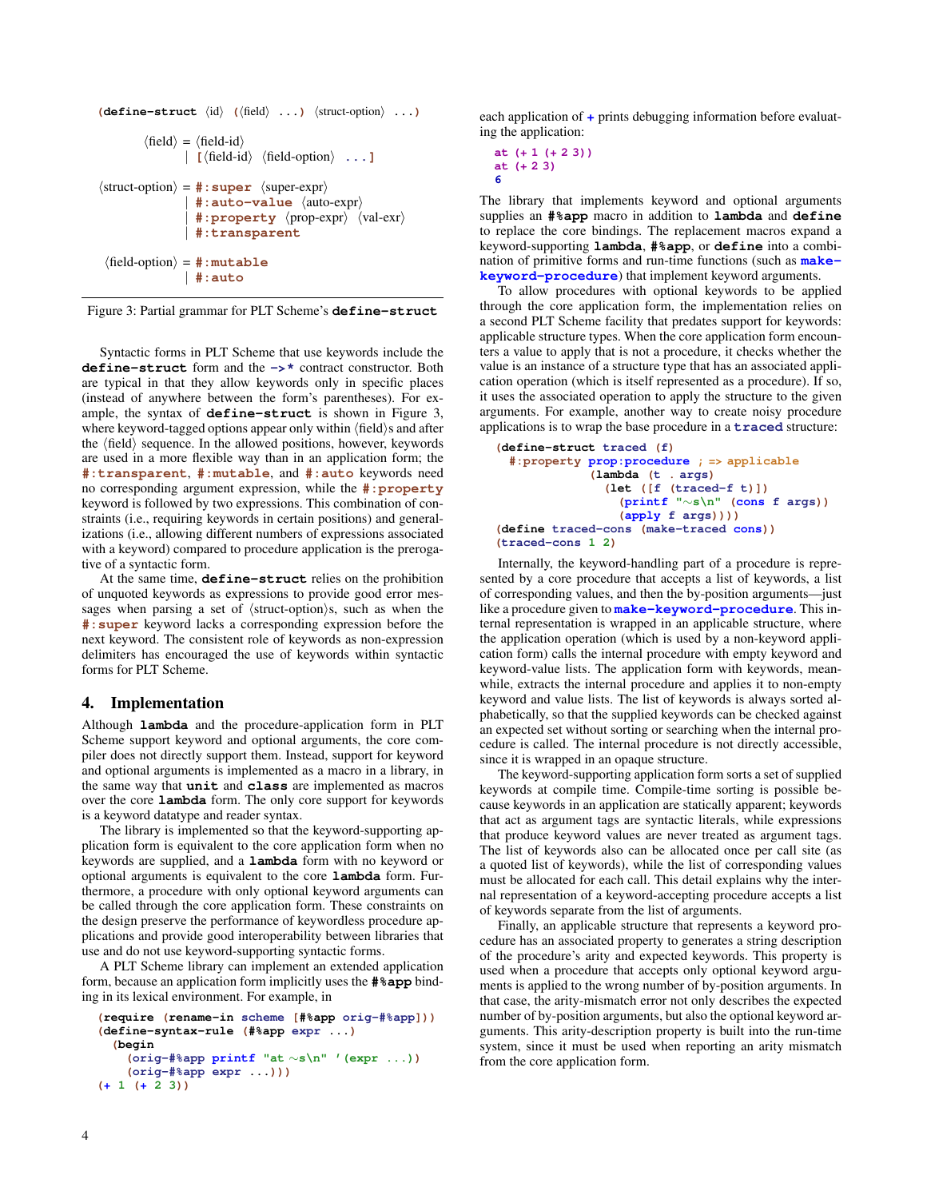```
(define-struct ⟨id⟩ (⟨field⟩ ...) ⟨struct-option⟩ ...)

        ⟨field⟩ = ⟨field-id⟩
                | [⟨field-id⟩ ⟨field-option⟩ ...]

⟨struct-option⟩ = #:super ⟨super-expr⟩
                | #:auto-value ⟨auto-expr⟩
                | #:property ⟨prop-expr⟩ ⟨val-exr⟩
                | #:transparent

 ⟨field-option⟩ = #:mutable
                | #:auto
```

Figure 3: Partial grammar for PLT Scheme's **define-struct**

Syntactic forms in PLT Scheme that use keywords include the **define-struct** form and the **->*** contract constructor. Both are typical in that they allow keywords only in specific places (instead of anywhere between the form's parentheses). For example, the syntax of **define-struct** is shown in Figure 3, where keyword-tagged options appear only within ⟨field⟩s and after the ⟨field⟩ sequence. In the allowed positions, however, keywords are used in a more flexible way than in an application form; the **#:transparent**, **#:mutable**, and **#:auto** keywords need no corresponding argument expression, while the **#:property** keyword is followed by two expressions. This combination of constraints (i.e., requiring keywords in certain positions) and generalizations (i.e., allowing different numbers of expressions associated with a keyword) compared to procedure application is the prerogative of a syntactic form.

At the same time, **define-struct** relies on the prohibition of unquoted keywords as expressions to provide good error messages when parsing a set of ⟨struct-option⟩s, such as when the **#:super** keyword lacks a corresponding expression before the next keyword. The consistent role of keywords as non-expression delimiters has encouraged the use of keywords within syntactic forms for PLT Scheme.

## 4. Implementation

Although **lambda** and the procedure-application form in PLT Scheme support keyword and optional arguments, the core compiler does not directly support them. Instead, support for keyword and optional arguments is implemented as a macro in a library, in the same way that **unit** and **class** are implemented as macros over the core **lambda** form. The only core support for keywords is a keyword datatype and reader syntax.

The library is implemented so that the keyword-supporting application form is equivalent to the core application form when no keywords are supplied, and a **lambda** form with no keyword or optional arguments is equivalent to the core **lambda** form. Furthermore, a procedure with only optional keyword arguments can be called through the core application form. These constraints on the design preserve the performance of keywordless procedure applications and provide good interoperability between libraries that use and do not use keyword-supporting syntactic forms.

A PLT Scheme library can implement an extended application form, because an application form implicitly uses the **#%app** binding in its lexical environment. For example, in

```
(require (rename-in scheme [#%app orig-#%app]))
(define-syntax-rule (#%app expr ...)
  (begin
    (orig-#%app printf "at ~s\n" '(expr ...))
    (orig-#%app expr ...)))
(+ 1 (+ 2 3))
```

each application of **+** prints debugging information before evaluating the application:

```
at (+ 1 (+ 2 3))
at (+ 2 3)
6
```

The library that implements keyword and optional arguments supplies an **#%app** macro in addition to **lambda** and **define** to replace the core bindings. The replacement macros expand a keyword-supporting **lambda**, **#%app**, or **define** into a combination of primitive forms and run-time functions (such as **make-keyword-procedure**) that implement keyword arguments.

To allow procedures with optional keywords to be applied through the core application form, the implementation relies on a second PLT Scheme facility that predates support for keywords: applicable structure types. When the core application form encounters a value to apply that is not a procedure, it checks whether the value is an instance of a structure type that has an associated application operation (which is itself represented as a procedure). If so, it uses the associated operation to apply the structure to the given arguments. For example, another way to create noisy procedure applications is to wrap the base procedure in a **traced** structure:

```
(define-struct traced (f)
  #:property prop:procedure ; => applicable
             (lambda (t . args)
               (let ([f (traced-f t)])
                 (printf "~s\n" (cons f args))
                 (apply f args))))
(define traced-cons (make-traced cons))
(traced-cons 1 2)
```

Internally, the keyword-handling part of a procedure is represented by a core procedure that accepts a list of keywords, a list of corresponding values, and then the by-position arguments—just like a procedure given to **make-keyword-procedure**. This internal representation is wrapped in an applicable structure, where the application operation (which is used by a non-keyword application form) calls the internal procedure with empty keyword and keyword-value lists. The application form with keywords, meanwhile, extracts the internal procedure and applies it to non-empty keyword and value lists. The list of keywords is always sorted alphabetically, so that the supplied keywords can be checked against an expected set without sorting or searching when the internal procedure is called. The internal procedure is not directly accessible, since it is wrapped in an opaque structure.

The keyword-supporting application form sorts a set of supplied keywords at compile time. Compile-time sorting is possible because keywords in an application are statically apparent; keywords that act as argument tags are syntactic literals, while expressions that produce keyword values are never treated as argument tags. The list of keywords also can be allocated once per call site (as a quoted list of keywords), while the list of corresponding values must be allocated for each call. This detail explains why the internal representation of a keyword-accepting procedure accepts a list of keywords separate from the list of arguments.

Finally, an applicable structure that represents a keyword procedure has an associated property to generates a string description of the procedure's arity and expected keywords. This property is used when a procedure that accepts only optional keyword arguments is applied to the wrong number of by-position arguments. In that case, the arity-mismatch error not only describes the expected number of by-position arguments, but also the optional keyword arguments. This arity-description property is built into the run-time system, since it must be used when reporting an arity mismatch from the core application form.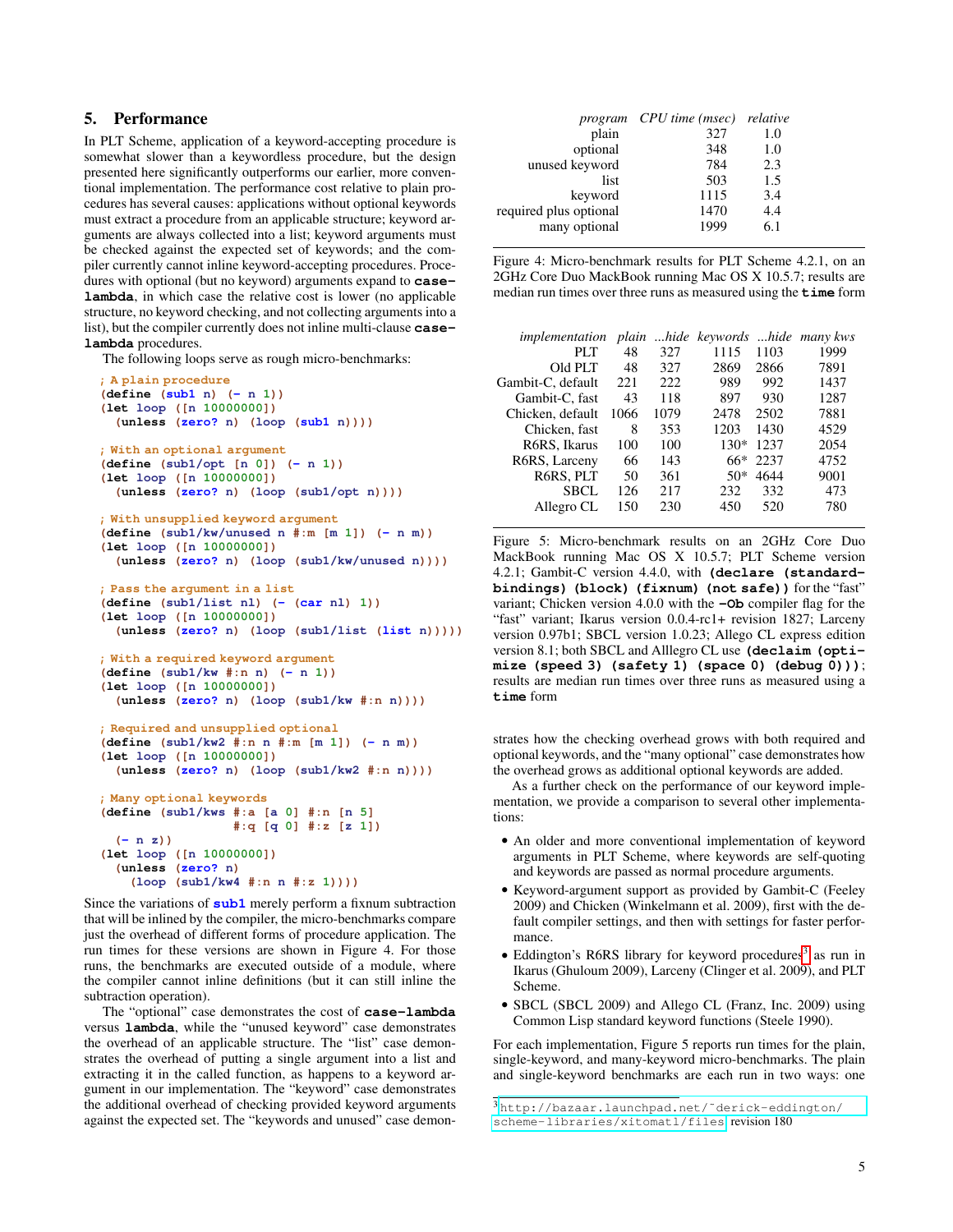## 5. Performance

In PLT Scheme, application of a keyword-accepting procedure is somewhat slower than a keywordless procedure, but the design presented here significantly outperforms our earlier, more conventional implementation. The performance cost relative to plain procedures has several causes: applications without optional keywords must extract a procedure from an applicable structure; keyword arguments are always collected into a list; keyword arguments must be checked against the expected set of keywords; and the compiler currently cannot inline keyword-accepting procedures. Procedures with optional (but no keyword) arguments expand to **case-lambda**, in which case the relative cost is lower (no applicable structure, no keyword checking, and not collecting arguments into a list), but the compiler currently does not inline multi-clause **case-lambda** procedures.

The following loops serve as rough micro-benchmarks:

```
; A plain procedure
(define (sub1 n) (- n 1))
(let loop ([n 10000000])
  (unless (zero? n) (loop (sub1 n))))

; With an optional argument
(define (sub1/opt [n 0]) (- n 1))
(let loop ([n 10000000])
  (unless (zero? n) (loop (sub1/opt n))))

; With unsupplied keyword argument
(define (sub1/kw/unused n #:m [m 1]) (- n m))
(let loop ([n 10000000])
  (unless (zero? n) (loop (sub1/kw/unused n))))

; Pass the argument in a list
(define (sub1/list nl) (- (car nl) 1))
(let loop ([n 10000000])
  (unless (zero? n) (loop (sub1/list (list n)))))

; With a required keyword argument
(define (sub1/kw #:n n) (- n 1))
(let loop ([n 10000000])
  (unless (zero? n) (loop (sub1/kw #:n n))))

; Required and unsupplied optional
(define (sub1/kw2 #:n n #:m [m 1]) (- n m))
(let loop ([n 10000000])
  (unless (zero? n) (loop (sub1/kw2 #:n n))))

; Many optional keywords
(define (sub1/kws #:a [a 0] #:n [n 5]
                  #:q [q 0] #:z [z 1])
  (- n z))
(let loop ([n 10000000])
  (unless (zero? n)
    (loop (sub1/kw4 #:n n #:z 1))))
```

Since the variations of **sub1** merely perform a fixnum subtraction that will be inlined by the compiler, the micro-benchmarks compare just the overhead of different forms of procedure application. The run times for these versions are shown in Figure 4. For these runs, the benchmarks are executed outside of a module, where the compiler cannot inline definitions (but it can still inline the subtraction operation).

The "optional" case demonstrates the cost of **case-lambda** versus **lambda**, while the "unused keyword" case demonstrates the overhead of an applicable structure. The "list" case demonstrates the overhead of putting a single argument into a list and extracting it in the called function, as happens to a keyword argument in our implementation. The "keyword" case demonstrates the additional overhead of checking provided keyword arguments against the expected set. The "keywords and unused" case demonstrates how the checking overhead grows with both required and optional keywords, and the "many optional" case demonstrates how the overhead grows as additional optional keywords are added.

| *program* | *CPU time (msec)* | *relative* |
|---|---|---|
| plain | 327 | 1.0 |
| optional | 348 | 1.0 |
| unused keyword | 784 | 2.3 |
| list | 503 | 1.5 |
| keyword | 1115 | 3.4 |
| required plus optional | 1470 | 4.4 |
| many optional | 1999 | 6.1 |

Figure 4: Micro-benchmark results for PLT Scheme 4.2.1, on an 2GHz Core Duo MackBook running Mac OS X 10.5.7; results are median run times over three runs as measured using the **time** form

| *implementation* | *plain* | *...hide* | *keywords* | *...hide* | *many kws* |
|---|---|---|---|---|---|
| PLT | 48 | 327 | 1115 | 1103 | 1999 |
| Old PLT | 48 | 327 | 2869 | 2866 | 7891 |
| Gambit-C, default | 221 | 222 | 989 | 992 | 1437 |
| Gambit-C, fast | 43 | 118 | 897 | 930 | 1287 |
| Chicken, default | 1066 | 1079 | 2478 | 2502 | 7881 |
| Chicken, fast | 8 | 353 | 1203 | 1430 | 4529 |
| R6RS, Ikarus | 100 | 100 | 130* | 1237 | 2054 |
| R6RS, Larceny | 66 | 143 | 66* | 2237 | 4752 |
| R6RS, PLT | 50 | 361 | 50* | 4644 | 9001 |
| SBCL | 126 | 217 | 232 | 332 | 473 |
| Allegro CL | 150 | 230 | 450 | 520 | 780 |

Figure 5: Micro-benchmark results on an 2GHz Core Duo MackBook running Mac OS X 10.5.7; PLT Scheme version 4.2.1; Gambit-C version 4.4.0, with **(declare (standard-bindings) (block) (fixnum) (not safe))** for the "fast" variant; Chicken version 4.0.0 with the **-Ob** compiler flag for the "fast" variant; Ikarus version 0.0.4-rc1+ revision 1827; Larceny version 0.97b1; SBCL version 1.0.23; Allego CL express edition version 8.1; both SBCL and Alllegro CL use **(declaim (optimize (speed 3) (safety 1) (space 0) (debug 0)))**; results are median run times over three runs as measured using a **time** form

As a further check on the performance of our keyword implementation, we provide a comparison to several other implementations:

- An older and more conventional implementation of keyword arguments in PLT Scheme, where keywords are self-quoting and keywords are passed as normal procedure arguments.
- Keyword-argument support as provided by Gambit-C (Feeley 2009) and Chicken (Winkelmann et al. 2009), first with the default compiler settings, and then with settings for faster performance.
- Eddington's R6RS library for keyword procedures[3] as run in Ikarus (Ghuloum 2009), Larceny (Clinger et al. 2009), and PLT Scheme.
- SBCL (SBCL 2009) and Allego CL (Franz, Inc. 2009) using Common Lisp standard keyword functions (Steele 1990).

For each implementation, Figure 5 reports run times for the plain, single-keyword, and many-keyword micro-benchmarks. The plain and single-keyword benchmarks are each run in two ways: one

[3] http://bazaar.launchpad.net/~derick-eddington/scheme-libraries/xitomatl/files revision 180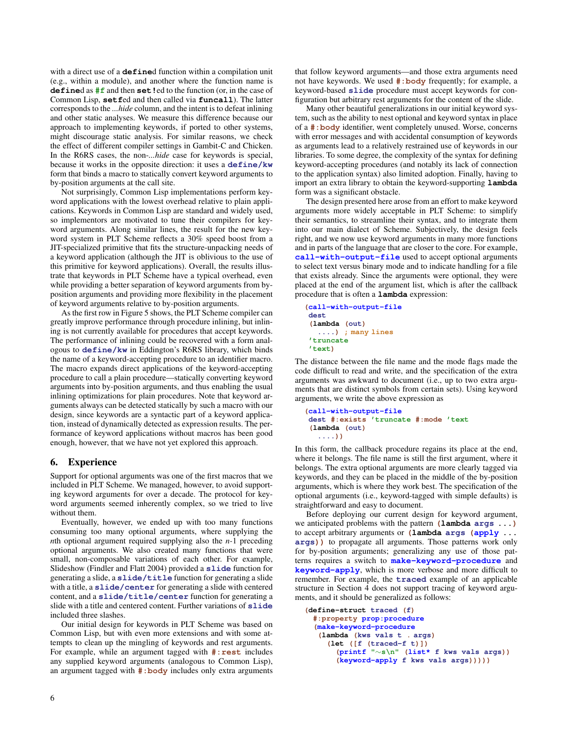with a direct use of a **define**d function within a compilation unit (e.g., within a module), and another where the function name is **define**d as **#f** and then **set!**ed to the function (or, in the case of Common Lisp, **setf**ed and then called via **funcall**). The latter corresponds to the *...hide* column, and the intent is to defeat inlining and other static analyses. We measure this difference because our approach to implementing keywords, if ported to other systems, might discourage static analysis. For similar reasons, we check the effect of different compiler settings in Gambit-C and Chicken. In the R6RS cases, the non-*...hide* case for keywords is special, because it works in the opposite direction: it uses a **define/kw** form that binds a macro to statically convert keyword arguments to by-position arguments at the call site.

Not surprisingly, Common Lisp implementations perform keyword applications with the lowest overhead relative to plain applications. Keywords in Common Lisp are standard and widely used, so implementors are motivated to tune their compilers for keyword arguments. Along similar lines, the result for the new keyword system in PLT Scheme reflects a 30% speed boost from a JIT-specialized primitive that fits the structure-unpacking needs of a keyword application (although the JIT is oblivious to the use of this primitive for keyword applications). Overall, the results illustrate that keywords in PLT Scheme have a typical overhead, even while providing a better separation of keyword arguments from by-position arguments and providing more flexibility in the placement of keyword arguments relative to by-position arguments.

As the first row in Figure 5 shows, the PLT Scheme compiler can greatly improve performance through procedure inlining, but inlining is not currently available for procedures that accept keywords. The performance of inlining could be recovered with a form analogous to **define/kw** in Eddington's R6RS library, which binds the name of a keyword-accepting procedure to an identifier macro. The macro expands direct applications of the keyword-accepting procedure to call a plain procedure—statically converting keyword arguments into by-position arguments, and thus enabling the usual inlining optimizations for plain procedures. Note that keyword arguments always can be detected statically by such a macro with our design, since keywords are a syntactic part of a keyword application, instead of dynamically detected as expression results. The performance of keyword applications without macros has been good enough, however, that we have not yet explored this approach.

## 6. Experience

Support for optional arguments was one of the first macros that we included in PLT Scheme. We managed, however, to avoid supporting keyword arguments for over a decade. The protocol for keyword arguments seemed inherently complex, so we tried to live without them.

Eventually, however, we ended up with too many functions consuming too many optional arguments, where supplying the $n$th optional argument required supplying also the $n$-1 preceding optional arguments. We also created many functions that were small, non-composable variations of each other. For example, Slideshow (Findler and Flatt 2004) provided a **slide** function for generating a slide, a **slide/title** function for generating a slide with a title, a **slide/center** for generating a slide with centered content, and a **slide/title/center** function for generating a slide with a title and centered content. Further variations of **slide** included three slashes.

Our initial design for keywords in PLT Scheme was based on Common Lisp, but with even more extensions and with some attempts to clean up the mingling of keywords and rest arguments. For example, while an argument tagged with **#:rest** includes any supplied keyword arguments (analogous to Common Lisp), an argument tagged with **#:body** includes only extra arguments that follow keyword arguments—and those extra arguments need not have keywords. We used **#:body** frequently; for example, a keyword-based **slide** procedure must accept keywords for configuration but arbitrary rest arguments for the content of the slide.

Many other beautiful generalizations in our initial keyword system, such as the ability to nest optional and keyword syntax in place of a **#:body** identifier, went completely unused. Worse, concerns with error messages and with accidental consumption of keywords as arguments lead to a relatively restrained use of keywords in our libraries. To some degree, the complexity of the syntax for defining keyword-accepting procedures (and notably its lack of connection to the application syntax) also limited adoption. Finally, having to import an extra library to obtain the keyword-supporting **lambda** form was a significant obstacle.

The design presented here arose from an effort to make keyword arguments more widely acceptable in PLT Scheme: to simplify their semantics, to streamline their syntax, and to integrate them into our main dialect of Scheme. Subjectively, the design feels right, and we now use keyword arguments in many more functions and in parts of the language that are closer to the core. For example, **call-with-output-file** used to accept optional arguments to select text versus binary mode and to indicate handling for a file that exists already. Since the arguments were optional, they were placed at the end of the argument list, which is after the callback procedure that is often a **lambda** expression:

```
(call-with-output-file
 dest
 (lambda (out)
   ....) ; many lines
 'truncate
 'text)
```

The distance between the file name and the mode flags made the code difficult to read and write, and the specification of the extra arguments was awkward to document (i.e., up to two extra arguments that are distinct symbols from certain sets). Using keyword arguments, we write the above expression as

```
(call-with-output-file
 dest #:exists 'truncate #:mode 'text
 (lambda (out)
   ....))
```

In this form, the callback procedure regains its place at the end, where it belongs. The file name is still the first argument, where it belongs. The extra optional arguments are more clearly tagged via keywords, and they can be placed in the middle of the by-position arguments, which is where they work best. The specification of the optional arguments (i.e., keyword-tagged with simple defaults) is straightforward and easy to document.

Before deploying our current design for keyword argument, we anticipated problems with the pattern **(lambda args ...)** to accept arbitrary arguments or **(lambda args (apply ... args))** to propagate all arguments. Those patterns work only for by-position arguments; generalizing any use of those patterns requires a switch to **make-keyword-procedure** and **keyword-apply**, which is more verbose and more difficult to remember. For example, the **traced** example of an applicable structure in Section 4 does not support tracing of keyword arguments, and it should be generalized as follows:

```
(define-struct traced (f)
  #:property prop:procedure
  (make-keyword-procedure
   (lambda (kws vals t . args)
     (let ([f (traced-f t)])
       (printf "~s\n" (list* f kws vals args))
       (keyword-apply f kws vals args)))))
```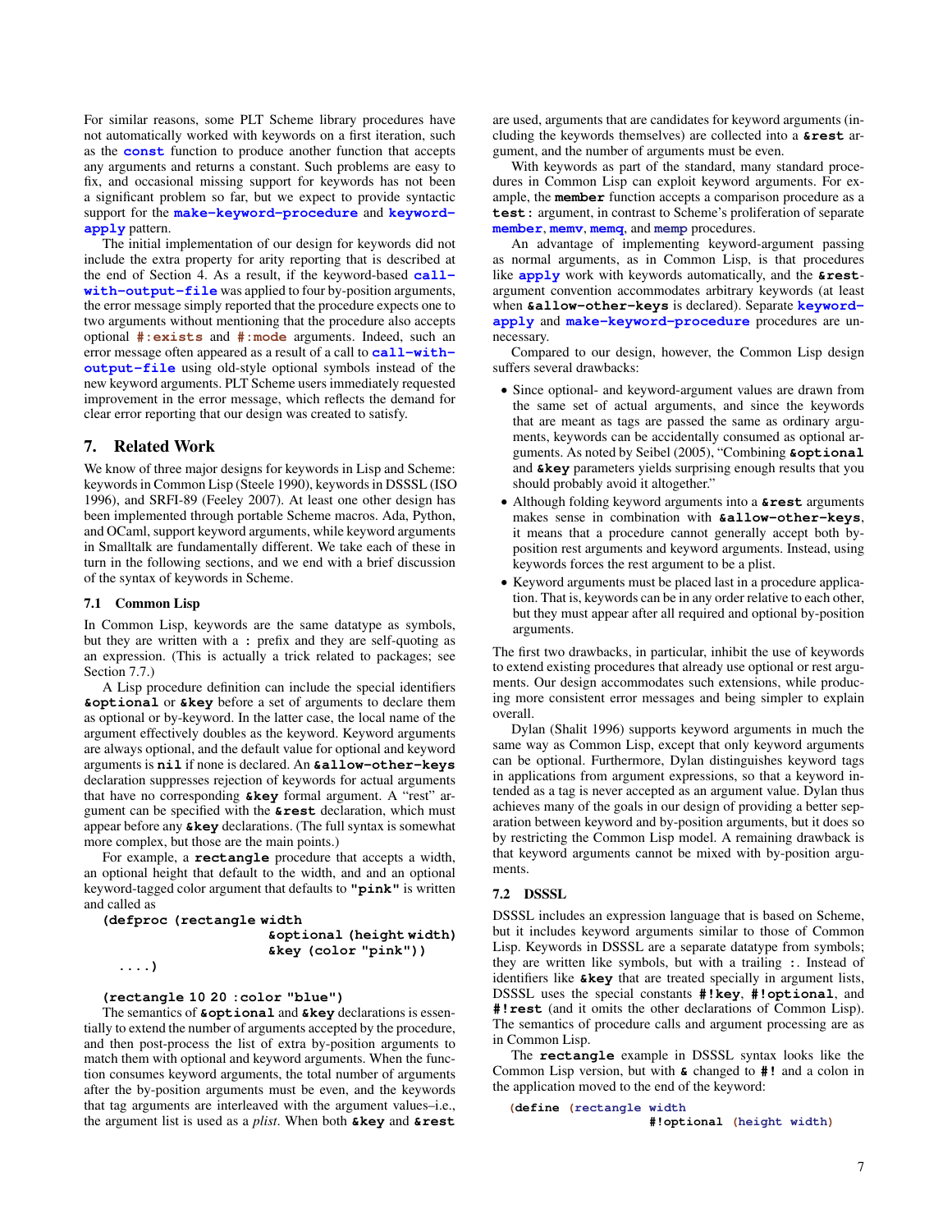For similar reasons, some PLT Scheme library procedures have not automatically worked with keywords on a first iteration, such as the `const` function to produce another function that accepts any arguments and returns a constant. Such problems are easy to fix, and occasional missing support for keywords has not been a significant problem so far, but we expect to provide syntactic support for the `make-keyword-procedure` and `keyword-apply` pattern.

The initial implementation of our design for keywords did not include the extra property for arity reporting that is described at the end of Section 4. As a result, if the keyword-based `call-with-output-file` was applied to four by-position arguments, the error message simply reported that the procedure expects one to two arguments without mentioning that the procedure also accepts optional `#:exists` and `#:mode` arguments. Indeed, such an error message often appeared as a result of a call to `call-with-output-file` using old-style optional symbols instead of the new keyword arguments. PLT Scheme users immediately requested improvement in the error message, which reflects the demand for clear error reporting that our design was created to satisfy.

## 7. Related Work

We know of three major designs for keywords in Lisp and Scheme: keywords in Common Lisp (Steele 1990), keywords in DSSSL (ISO 1996), and SRFI-89 (Feeley 2007). At least one other design has been implemented through portable Scheme macros. Ada, Python, and OCaml, support keyword arguments, while keyword arguments in Smalltalk are fundamentally different. We take each of these in turn in the following sections, and we end with a brief discussion of the syntax of keywords in Scheme.

### 7.1 Common Lisp

In Common Lisp, keywords are the same datatype as symbols, but they are written with a `:` prefix and they are self-quoting as an expression. (This is actually a trick related to packages; see Section 7.7.)

A Lisp procedure definition can include the special identifiers `&optional` or `&key` before a set of arguments to declare them as optional or by-keyword. In the latter case, the local name of the argument effectively doubles as the keyword. Keyword arguments are always optional, and the default value for optional and keyword arguments is `nil` if none is declared. An `&allow-other-keys` declaration suppresses rejection of keywords for actual arguments that have no corresponding `&key` formal argument. A "rest" argument can be specified with the `&rest` declaration, which must appear before any `&key` declarations. (The full syntax is somewhat more complex, but those are the main points.)

For example, a `rectangle` procedure that accepts a width, an optional height that default to the width, and and an optional keyword-tagged color argument that defaults to `"pink"` is written and called as

```
(defproc (rectangle width
                    &optional (height width)
                    &key (color "pink"))
  ....)

(rectangle 10 20 :color "blue")
```

The semantics of `&optional` and `&key` declarations is essentially to extend the number of arguments accepted by the procedure, and then post-process the list of extra by-position arguments to match them with optional and keyword arguments. When the function consumes keyword arguments, the total number of arguments after the by-position arguments must be even, and the keywords that tag arguments are interleaved with the argument values–i.e., the argument list is used as a *plist*. When both `&key` and `&rest` are used, arguments that are candidates for keyword arguments (including the keywords themselves) are collected into a `&rest` argument, and the number of arguments must be even.

With keywords as part of the standard, many standard procedures in Common Lisp can exploit keyword arguments. For example, the `member` function accepts a comparison procedure as a `test:` argument, in contrast to Scheme's proliferation of separate `member`, `memv`, `memq`, and `memp` procedures.

An advantage of implementing keyword-argument passing as normal arguments, as in Common Lisp, is that procedures like `apply` work with keywords automatically, and the `&rest`-argument convention accommodates arbitrary keywords (at least when `&allow-other-keys` is declared). Separate `keyword-apply` and `make-keyword-procedure` procedures are unnecessary.

Compared to our design, however, the Common Lisp design suffers several drawbacks:

- Since optional- and keyword-argument values are drawn from the same set of actual arguments, and since the keywords that are meant as tags are passed the same as ordinary arguments, keywords can be accidentally consumed as optional arguments. As noted by Seibel (2005), "Combining `&optional` and `&key` parameters yields surprising enough results that you should probably avoid it altogether."
- Although folding keyword arguments into a `&rest` arguments makes sense in combination with `&allow-other-keys`, it means that a procedure cannot generally accept both by-position rest arguments and keyword arguments. Instead, using keywords forces the rest argument to be a plist.
- Keyword arguments must be placed last in a procedure application. That is, keywords can be in any order relative to each other, but they must appear after all required and optional by-position arguments.

The first two drawbacks, in particular, inhibit the use of keywords to extend existing procedures that already use optional or rest arguments. Our design accommodates such extensions, while producing more consistent error messages and being simpler to explain overall.

Dylan (Shalit 1996) supports keyword arguments in much the same way as Common Lisp, except that only keyword arguments can be optional. Furthermore, Dylan distinguishes keyword tags in applications from argument expressions, so that a keyword intended as a tag is never accepted as an argument value. Dylan thus achieves many of the goals in our design of providing a better separation between keyword and by-position arguments, but it does so by restricting the Common Lisp model. A remaining drawback is that keyword arguments cannot be mixed with by-position arguments.

### 7.2 DSSSL

DSSSL includes an expression language that is based on Scheme, but it includes keyword arguments similar to those of Common Lisp. Keywords in DSSSL are a separate datatype from symbols; they are written like symbols, but with a trailing `:`. Instead of identifiers like `&key` that are treated specially in argument lists, DSSSL uses the special constants `#!key`, `#!optional`, and `#!rest` (and it omits the other declarations of Common Lisp). The semantics of procedure calls and argument processing are as in Common Lisp.

The `rectangle` example in DSSSL syntax looks like the Common Lisp version, but with `&` changed to `#!` and a colon in the application moved to the end of the keyword:

```
(define (rectangle width
                   #!optional (height width)
```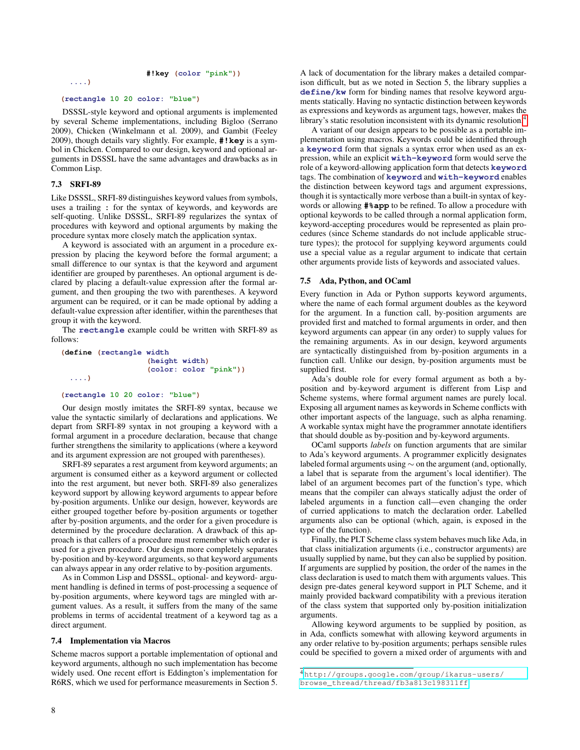```
                    #!key (color "pink"))
  ....)

(rectangle 10 20 color: "blue")
```

DSSSL-style keyword and optional arguments is implemented by several Scheme implementations, including Bigloo (Serrano 2009), Chicken (Winkelmann et al. 2009), and Gambit (Feeley 2009), though details vary slightly. For example, **#!key** is a symbol in Chicken. Compared to our design, keyword and optional arguments in DSSSL have the same advantages and drawbacks as in Common Lisp.

### 7.3 SRFI-89

Like DSSSL, SRFI-89 distinguishes keyword values from symbols, uses a trailing **:** for the syntax of keywords, and keywords are self-quoting. Unlike DSSSL, SRFI-89 regularizes the syntax of procedures with keyword and optional arguments by making the procedure syntax more closely match the application syntax.

A keyword is associated with an argument in a procedure expression by placing the keyword before the formal argument; a small difference to our syntax is that the keyword and argument identifier are grouped by parentheses. An optional argument is declared by placing a default-value expression after the formal argument, and then grouping the two with parentheses. A keyword argument can be required, or it can be made optional by adding a default-value expression after identifier, within the parentheses that group it with the keyword.

The **rectangle** example could be written with SRFI-89 as follows:

```
(define (rectangle width
                   (height width)
                   (color: color "pink"))
  ....)

(rectangle 10 20 color: "blue")
```

Our design mostly imitates the SRFI-89 syntax, because we value the syntactic similarly of declarations and applications. We depart from SRFI-89 syntax in not grouping a keyword with a formal argument in a procedure declaration, because that change further strengthens the similarity to applications (where a keyword and its argument expression are not grouped with parentheses).

SRFI-89 separates a rest argument from keyword arguments; an argument is consumed either as a keyword argument or collected into the rest argument, but never both. SRFI-89 also generalizes keyword support by allowing keyword arguments to appear before by-position arguments. Unlike our design, however, keywords are either grouped together before by-position arguments or together after by-position arguments, and the order for a given procedure is determined by the procedure declaration. A drawback of this approach is that callers of a procedure must remember which order is used for a given procedure. Our design more completely separates by-position and by-keyword arguments, so that keyword arguments can always appear in any order relative to by-position arguments.

As in Common Lisp and DSSSL, optional- and keyword- argument handling is defined in terms of post-processing a sequence of by-position arguments, where keyword tags are mingled with argument values. As a result, it suffers from the many of the same problems in terms of accidental treatment of a keyword tag as a direct argument.

### 7.4 Implementation via Macros

Scheme macros support a portable implementation of optional and keyword arguments, although no such implementation has become widely used. One recent effort is Eddington's implementation for R6RS, which we used for performance measurements in Section 5.

A lack of documentation for the library makes a detailed comparison difficult, but as we noted in Section 5, the library supplies a **define/kw** form for binding names that resolve keyword arguments statically. Having no syntactic distinction between keywords as expressions and keywords as argument tags, however, makes the library's static resolution inconsistent with its dynamic resolution.[4]

A variant of our design appears to be possible as a portable implementation using macros. Keywords could be identified through a **keyword** form that signals a syntax error when used as an expression, while an explicit **with-keyword** form would serve the role of a keyword-allowing application form that detects **keyword** tags. The combination of **keyword** and **with-keyword** enables the distinction between keyword tags and argument expressions, though it is syntactically more verbose than a built-in syntax of keywords or allowing **#%app** to be refined. To allow a procedure with optional keywords to be called through a normal application form, keyword-accepting procedures would be represented as plain procedures (since Scheme standards do not include applicable structure types); the protocol for supplying keyword arguments could use a special value as a regular argument to indicate that certain other arguments provide lists of keywords and associated values.

### 7.5 Ada, Python, and OCaml

Every function in Ada or Python supports keyword arguments, where the name of each formal argument doubles as the keyword for the argument. In a function call, by-position arguments are provided first and matched to formal arguments in order, and then keyword arguments can appear (in any order) to supply values for the remaining arguments. As in our design, keyword arguments are syntactically distinguished from by-position arguments in a function call. Unlike our design, by-position arguments must be supplied first.

Ada's double role for every formal argument as both a by-position and by-keyword argument is different from Lisp and Scheme systems, where formal argument names are purely local. Exposing all argument names as keywords in Scheme conflicts with other important aspects of the language, such as alpha renaming. A workable syntax might have the programmer annotate identifiers that should double as by-position and by-keyword arguments.

OCaml supports *labels* on function arguments that are similar to Ada's keyword arguments. A programmer explicitly designates labeled formal arguments using $\sim$ on the argument (and, optionally, a label that is separate from the argument's local identifier). The label of an argument becomes part of the function's type, which means that the compiler can always statically adjust the order of labeled arguments in a function call—even changing the order of curried applications to match the declaration order. Labelled arguments also can be optional (which, again, is exposed in the type of the function).

Finally, the PLT Scheme class system behaves much like Ada, in that class initialization arguments (i.e., constructor arguments) are usually supplied by name, but they can also be supplied by position. If arguments are supplied by position, the order of the names in the class declaration is used to match them with arguments values. This design pre-dates general keyword support in PLT Scheme, and it mainly provided backward compatibility with a previous iteration of the class system that supported only by-position initialization arguments.

Allowing keyword arguments to be supplied by position, as in Ada, conflicts somewhat with allowing keyword arguments in any order relative to by-position arguments; perhaps sensible rules could be specified to govern a mixed order of arguments with and

[4] http://groups.google.com/group/ikarus-users/browse_thread/thread/fb3a813c198311ff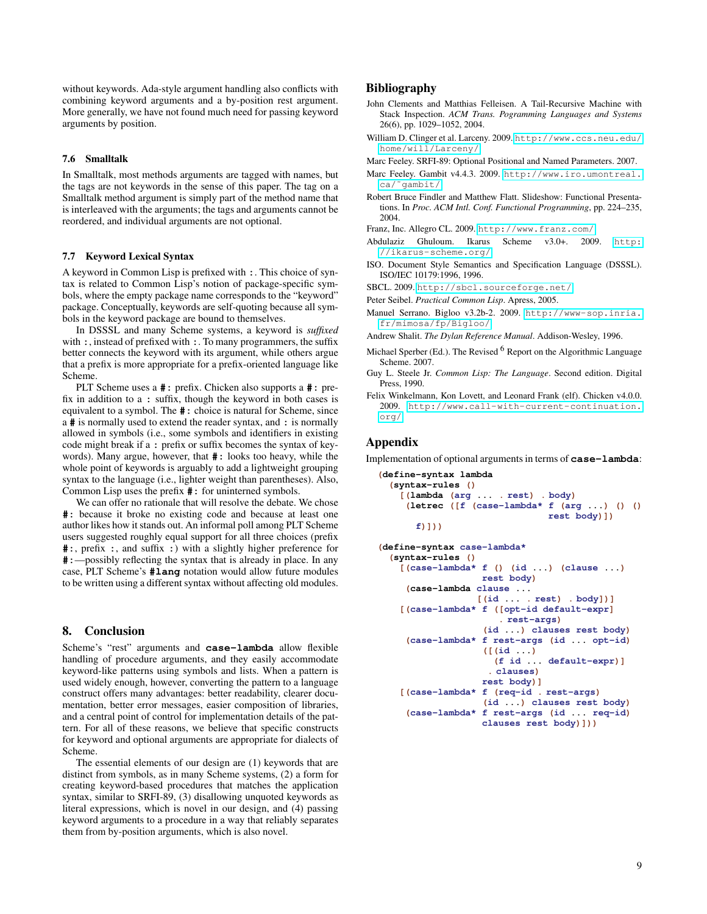without keywords. Ada-style argument handling also conflicts with combining keyword arguments and a by-position rest argument. More generally, we have not found much need for passing keyword arguments by position.

### 7.6 Smalltalk

In Smalltalk, most methods arguments are tagged with names, but the tags are not keywords in the sense of this paper. The tag on a Smalltalk method argument is simply part of the method name that is interleaved with the arguments; the tags and arguments cannot be reordered, and individual arguments are not optional.

### 7.7 Keyword Lexical Syntax

A keyword in Common Lisp is prefixed with `:`. This choice of syntax is related to Common Lisp's notion of package-specific symbols, where the empty package name corresponds to the "keyword" package. Conceptually, keywords are self-quoting because all symbols in the keyword package are bound to themselves.

In DSSSL and many Scheme systems, a keyword is *suffixed* with `:`, instead of prefixed with `:`. To many programmers, the suffix better connects the keyword with its argument, while others argue that a prefix is more appropriate for a prefix-oriented language like Scheme.

PLT Scheme uses a `#:` prefix. Chicken also supports a `#:` prefix in addition to a `:` suffix, though the keyword in both cases is equivalent to a symbol. The `#:` choice is natural for Scheme, since a `#` is normally used to extend the reader syntax, and `:` is normally allowed in symbols (i.e., some symbols and identifiers in existing code might break if a `:` prefix or suffix becomes the syntax of keywords). Many argue, however, that `#:` looks too heavy, while the whole point of keywords is arguably to add a lightweight grouping syntax to the language (i.e., lighter weight than parentheses). Also, Common Lisp uses the prefix `#:` for uninterned symbols.

We can offer no rationale that will resolve the debate. We chose `#:` because it broke no existing code and because at least one author likes how it stands out. An informal poll among PLT Scheme users suggested roughly equal support for all three choices (prefix `#:`, prefix `:`, and suffix `:`) with a slightly higher preference for `#:`—possibly reflecting the syntax that is already in place. In any case, PLT Scheme's `#lang` notation would allow future modules to be written using a different syntax without affecting old modules.

## 8. Conclusion

Scheme's "rest" arguments and `case-lambda` allow flexible handling of procedure arguments, and they easily accommodate keyword-like patterns using symbols and lists. When a pattern is used widely enough, however, converting the pattern to a language construct offers many advantages: better readability, clearer documentation, better error messages, easier composition of libraries, and a central point of control for implementation details of the pattern. For all of these reasons, we believe that specific constructs for keyword and optional arguments are appropriate for dialects of Scheme.

The essential elements of our design are (1) keywords that are distinct from symbols, as in many Scheme systems, (2) a form for creating keyword-based procedures that matches the application syntax, similar to SRFI-89, (3) disallowing unquoted keywords as literal expressions, which is novel in our design, and (4) passing keyword arguments to a procedure in a way that reliably separates them from by-position arguments, which is also novel.

## Bibliography

John Clements and Matthias Felleisen. A Tail-Recursive Machine with Stack Inspection. *ACM Trans. Pogramming Languages and Systems* 26(6), pp. 1029–1052, 2004.

William D. Clinger et al. Larceny. 2009. http://www.ccs.neu.edu/home/will/Larceny/

Marc Feeley. SRFI-89: Optional Positional and Named Parameters. 2007.

Marc Feeley. Gambit v4.4.3. 2009. http://www.iro.umontreal.ca/~gambit/

Robert Bruce Findler and Matthew Flatt. Slideshow: Functional Presentations. In *Proc. ACM Intl. Conf. Functional Programming*, pp. 224–235, 2004.

Franz, Inc. Allegro CL. 2009. http://www.franz.com/

Abdulaziz Ghuloum. Ikarus Scheme v3.0+. 2009. http://ikarus-scheme.org/

ISO. Document Style Semantics and Specification Language (DSSSL). ISO/IEC 10179:1996, 1996.

SBCL. 2009. http://sbcl.sourceforge.net/

Peter Seibel. *Practical Common Lisp*. Apress, 2005.

Manuel Serrano. Bigloo v3.2b-2. 2009. http://www-sop.inria.fr/mimosa/fp/Bigloo/

Andrew Shalit. *The Dylan Reference Manual*. Addison-Wesley, 1996.

Michael Sperber (Ed.). The Revised $^6$ Report on the Algorithmic Language Scheme. 2007.

Guy L. Steele Jr. *Common Lisp: The Language*. Second edition. Digital Press, 1990.

Felix Winkelmann, Kon Lovett, and Leonard Frank (elf). Chicken v4.0.0. 2009. http://www.call-with-current-continuation.org/

## Appendix

Implementation of optional arguments in terms of `case-lambda`:

```
(define-syntax lambda
  (syntax-rules ()
    [(lambda (arg ... . rest) . body)
     (letrec ([f (case-lambda* f (arg ...) () ()
                               rest body)])
       f)]))

(define-syntax case-lambda*
  (syntax-rules ()
    [(case-lambda* f () (id ...) (clause ...)
                   rest body)
     (case-lambda clause ...
                  [(id ... . rest) . body])]
    [(case-lambda* f ([opt-id default-expr]
                      . rest-args)
                   (id ...) clauses rest body)
     (case-lambda* f rest-args (id ... opt-id)
                   ([(id ...)
                     (f id ... default-expr)]
                    . clauses)
                   rest body)]
    [(case-lambda* f (req-id . rest-args)
                   (id ...) clauses rest body)
     (case-lambda* f rest-args (id ... req-id)
                   clauses rest body)]))
```